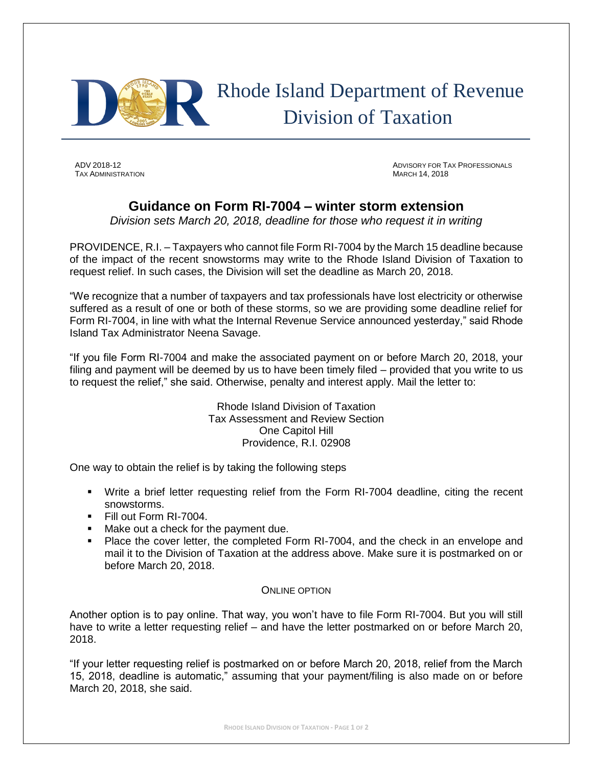# Rhode Island Department of Revenue
## Division of Taxation

ADV 2018-12
TAX ADMINISTRATION

ADVISORY FOR TAX PROFESSIONALS
MARCH 14, 2018

## Guidance on Form RI-7004 – winter storm extension

*Division sets March 20, 2018, deadline for those who request it in writing*

PROVIDENCE, R.I. – Taxpayers who cannot file Form RI-7004 by the March 15 deadline because of the impact of the recent snowstorms may write to the Rhode Island Division of Taxation to request relief. In such cases, the Division will set the deadline as March 20, 2018.

"We recognize that a number of taxpayers and tax professionals have lost electricity or otherwise suffered as a result of one or both of these storms, so we are providing some deadline relief for Form RI-7004, in line with what the Internal Revenue Service announced yesterday," said Rhode Island Tax Administrator Neena Savage.

"If you file Form RI-7004 and make the associated payment on or before March 20, 2018, your filing and payment will be deemed by us to have been timely filed – provided that you write to us to request the relief," she said. Otherwise, penalty and interest apply. Mail the letter to:

Rhode Island Division of Taxation
Tax Assessment and Review Section
One Capitol Hill
Providence, R.I. 02908

One way to obtain the relief is by taking the following steps

- Write a brief letter requesting relief from the Form RI-7004 deadline, citing the recent snowstorms.
- Fill out Form RI-7004.
- Make out a check for the payment due.
- Place the cover letter, the completed Form RI-7004, and the check in an envelope and mail it to the Division of Taxation at the address above. Make sure it is postmarked on or before March 20, 2018.

### ONLINE OPTION

Another option is to pay online. That way, you won't have to file Form RI-7004. But you will still have to write a letter requesting relief – and have the letter postmarked on or before March 20, 2018.

"If your letter requesting relief is postmarked on or before March 20, 2018, relief from the March 15, 2018, deadline is automatic," assuming that your payment/filing is also made on or before March 20, 2018, she said.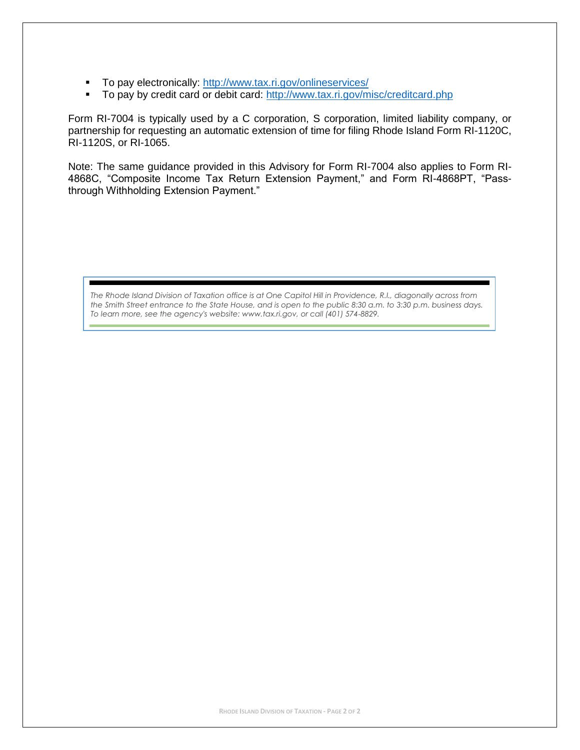- To pay electronically: http://www.tax.ri.gov/onlineservices/
- To pay by credit card or debit card: http://www.tax.ri.gov/misc/creditcard.php

Form RI-7004 is typically used by a C corporation, S corporation, limited liability company, or partnership for requesting an automatic extension of time for filing Rhode Island Form RI-1120C, RI-1120S, or RI-1065.

Note: The same guidance provided in this Advisory for Form RI-7004 also applies to Form RI-4868C, "Composite Income Tax Return Extension Payment," and Form RI-4868PT, "Pass-through Withholding Extension Payment."

---

*The Rhode Island Division of Taxation office is at One Capitol Hill in Providence, R.I., diagonally across from the Smith Street entrance to the State House, and is open to the public 8:30 a.m. to 3:30 p.m. business days. To learn more, see the agency's website: www.tax.ri.gov, or call (401) 574-8829.*